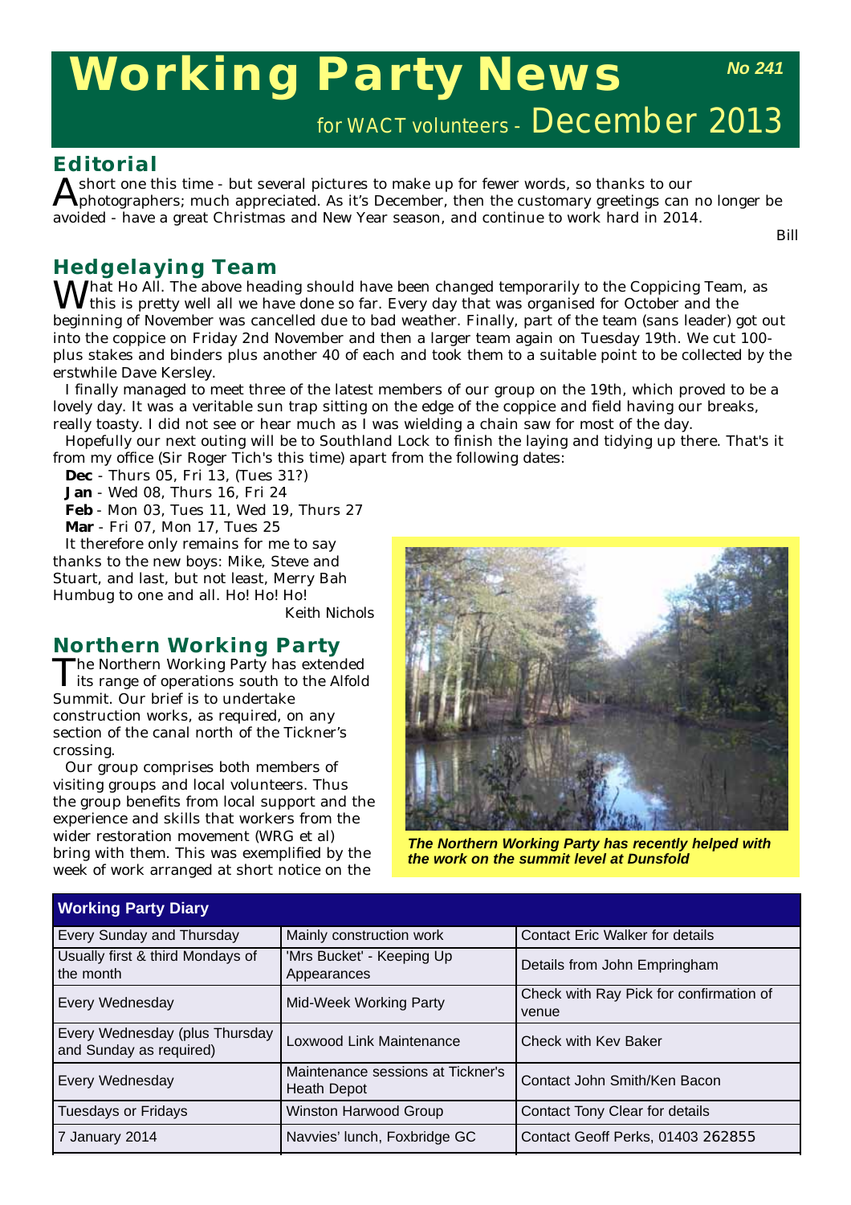# Working Party News

**No 241**

for WACT volunteers - December 2013

## Editorial

A short one this time - but several pictures to make up for fewer words, so thanks to our photographers; much appreciated. As it's December, then the customary greetings can no longer be avoided - have a great Christmas and New Year season, and continue to work hard in 2014.

Bill

## Hedgelaying Team

What Ho All. The above heading should have been changed temporarily to the Coppicing Team, as this is pretty well all we have done so far. Every day that was organised for October and the beginning of November was cancelled due to bad weather. Finally, part of the team (sans leader) got out into the coppice on Friday 2nd November and then a larger team again on Tuesday 19th. We cut 100-plus stakes and binders plus another 40 of each and took them to a suitable point to be collected by the erstwhile Dave Kersley.

I finally managed to meet three of the latest members of our group on the 19th, which proved to be a lovely day. It was a veritable sun trap sitting on the edge of the coppice and field having our breaks, really toasty. I did not see or hear much as I was wielding a chain saw for most of the day.

Hopefully our next outing will be to Southland Lock to finish the laying and tidying up there. That's it from my office (Sir Roger Tich's this time) apart from the following dates:

**Dec** - Thurs 05, Fri 13, (Tues 31?)
**Jan** - Wed 08, Thurs 16, Fri 24
**Feb** - Mon 03, Tues 11, Wed 19, Thurs 27
**Mar** - Fri 07, Mon 17, Tues 25

It therefore only remains for me to say thanks to the new boys: Mike, Steve and Stuart, and last, but not least, Merry Bah Humbug to one and all. Ho! Ho! Ho!

Keith Nichols

## Northern Working Party

The Northern Working Party has extended its range of operations south to the Alfold Summit. Our brief is to undertake construction works, as required, on any section of the canal north of the Tickner's crossing.

Our group comprises both members of visiting groups and local volunteers. Thus the group benefits from local support and the experience and skills that workers from the wider restoration movement (WRG et al) bring with them. This was exemplified by the week of work arranged at short notice on the

*The Northern Working Party has recently helped with the work on the summit level at Dunsfold*

| Working Party Diary | | |
|---|---|---|
| Every Sunday and Thursday | Mainly construction work | Contact Eric Walker for details |
| Usually first & third Mondays of the month | 'Mrs Bucket' - Keeping Up Appearances | Details from John Empringham |
| Every Wednesday | Mid-Week Working Party | Check with Ray Pick for confirmation of venue |
| Every Wednesday (plus Thursday and Sunday as required) | Loxwood Link Maintenance | Check with Kev Baker |
| Every Wednesday | Maintenance sessions at Tickner's Heath Depot | Contact John Smith/Ken Bacon |
| Tuesdays or Fridays | Winston Harwood Group | Contact Tony Clear for details |
| 7 January 2014 | Navvies' lunch, Foxbridge GC | Contact Geoff Perks, 01403 262855 |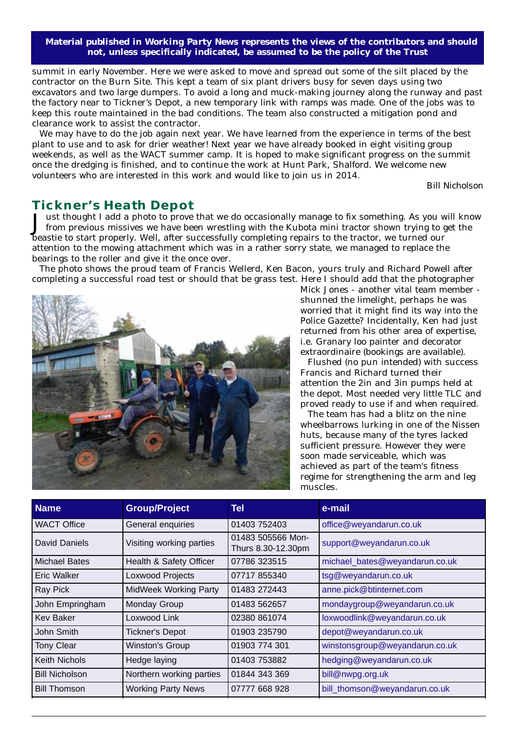**Material published in *Working Party News* represents the views of the contributors and should not, unless specifically indicated, be assumed to be the policy of the Trust**

summit in early November. Here we were asked to move and spread out some of the silt placed by the contractor on the Burn Site. This kept a team of six plant drivers busy for seven days using two excavators and two large dumpers. To avoid a long and muck-making journey along the runway and past the factory near to Tickner's Depot, a new temporary link with ramps was made. One of the jobs was to keep this route maintained in the bad conditions. The team also constructed a mitigation pond and clearance work to assist the contractor.

We may have to do the job again next year. We have learned from the experience in terms of the best plant to use and to ask for drier weather! Next year we have already booked in eight visiting group weekends, as well as the WACT summer camp. It is hoped to make significant progress on the summit once the dredging is finished, and to continue the work at Hunt Park, Shalford. We welcome new volunteers who are interested in this work and would like to join us in 2014.

*Bill Nicholson*

## Tickner's Heath Depot

Just thought I add a photo to prove that we do occasionally manage to fix something. As you will know from previous missives we have been wrestling with the Kubota mini tractor shown trying to get the beastie to start properly. Well, after successfully completing repairs to the tractor, we turned our attention to the mowing attachment which was in a rather sorry state, we managed to replace the bearings to the roller and give it the once over.

The photo shows the proud team of Francis Wellerd, Ken Bacon, yours truly and Richard Powell after completing a successful road test or should that be grass test. Here I should add that the photographer Mick Jones - another vital team member - shunned the limelight, perhaps he was worried that it might find its way into the Police Gazette? Incidentally, Ken had just returned from his other area of expertise, i.e. Granary loo painter and decorator extraordinaire (bookings are available).

Flushed (no pun intended) with success Francis and Richard turned their attention the 2in and 3in pumps held at the depot. Most needed very little TLC and proved ready to use if and when required.

The team has had a blitz on the nine wheelbarrows lurking in one of the Nissen huts, because many of the tyres lacked sufficient pressure. However they were soon made serviceable, which was achieved as part of the team's fitness regime for strengthening the arm and leg muscles.

| Name | Group/Project | Tel | e-mail |
|---|---|---|---|
| WACT Office | General enquiries | 01403 752403 | office@weyandarun.co.uk |
| David Daniels | Visiting working parties | 01483 505566 Mon-Thurs 8.30-12.30pm | support@weyandarun.co.uk |
| Michael Bates | Health & Safety Officer | 07786 323515 | michael_bates@weyandarun.co.uk |
| Eric Walker | Loxwood Projects | 07717 855340 | tsg@weyandarun.co.uk |
| Ray Pick | MidWeek Working Party | 01483 272443 | anne.pick@btinternet.com |
| John Empringham | Monday Group | 01483 562657 | mondaygroup@weyandarun.co.uk |
| Kev Baker | Loxwood Link | 02380 861074 | loxwoodlink@weyandarun.co.uk |
| John Smith | Tickner's Depot | 01903 235790 | depot@weyandarun.co.uk |
| Tony Clear | Winston's Group | 01903 774 301 | winstonsgroup@weyandarun.co.uk |
| Keith Nichols | Hedge laying | 01403 753882 | hedging@weyandarun.co.uk |
| Bill Nicholson | Northern working parties | 01844 343 369 | bill@nwpg.org.uk |
| Bill Thomson | Working Party News | 07777 668 928 | bill_thomson@weyandarun.co.uk |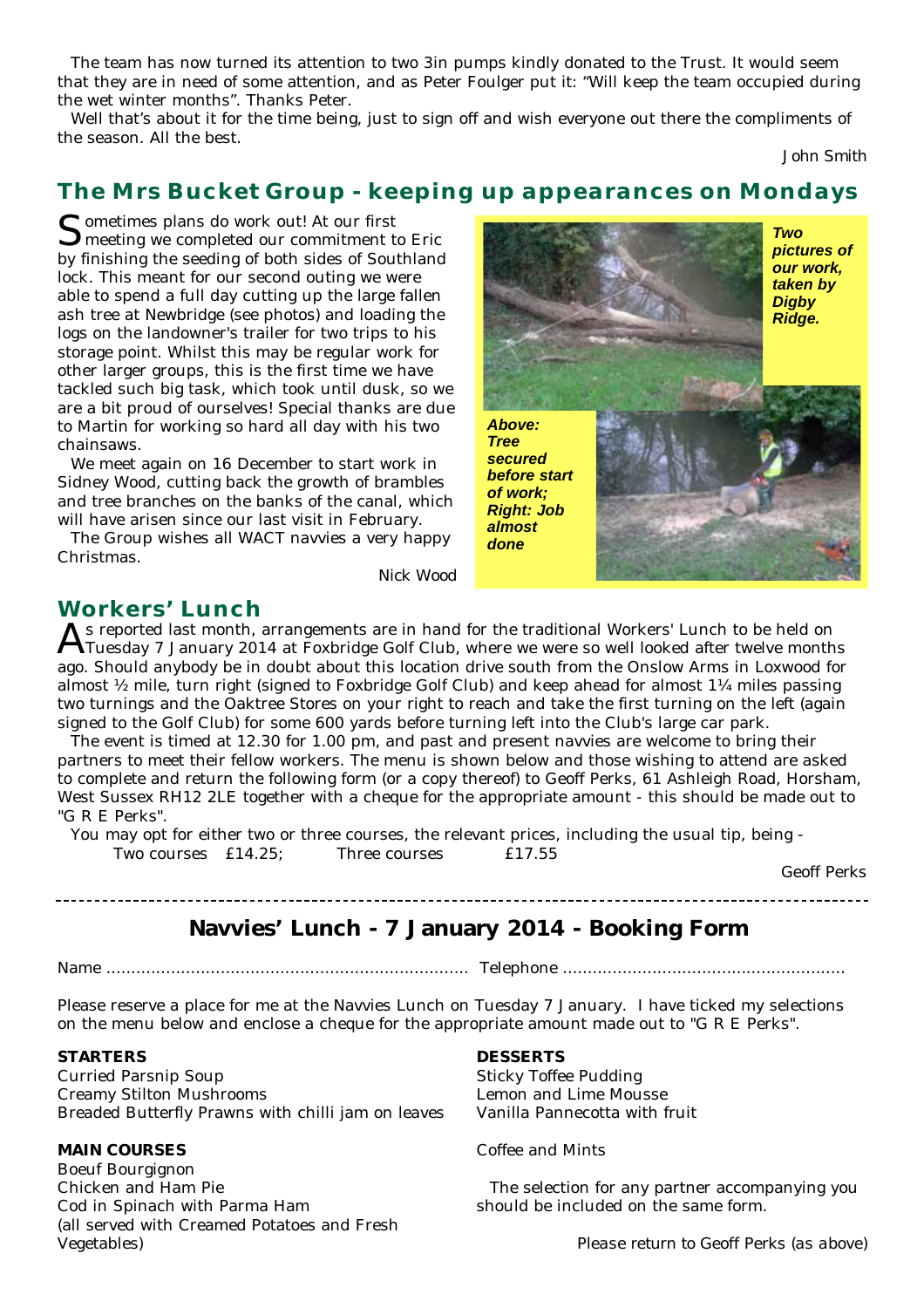The team has now turned its attention to two 3in pumps kindly donated to the Trust. It would seem that they are in need of some attention, and as Peter Foulger put it: "Will keep the team occupied during the wet winter months". Thanks Peter.

Well that's about it for the time being, just to sign off and wish everyone out there the compliments of the season. All the best.

*John Smith*

## The Mrs Bucket Group - keeping up appearances on Mondays

Sometimes plans do work out! At our first meeting we completed our commitment to Eric by finishing the seeding of both sides of Southland lock. This meant for our second outing we were able to spend a full day cutting up the large fallen ash tree at Newbridge (see photos) and loading the logs on the landowner's trailer for two trips to his storage point. Whilst this may be regular work for other larger groups, this is the first time we have tackled such big task, which took until dusk, so we are a bit proud of ourselves! Special thanks are due to Martin for working so hard all day with his two chainsaws.

We meet again on 16 December to start work in Sidney Wood, cutting back the growth of brambles and tree branches on the banks of the canal, which will have arisen since our last visit in February.

The Group wishes all WACT navvies a very happy Christmas.

*Nick Wood*

***Two pictures of our work, taken by Digby Ridge.***

***Above: Tree secured before start of work; Right: Job almost done***

## Workers' Lunch

As reported last month, arrangements are in hand for the traditional Workers' Lunch to be held on Tuesday 7 January 2014 at Foxbridge Golf Club, where we were so well looked after twelve months ago. Should anybody be in doubt about this location drive south from the Onslow Arms in Loxwood for almost ½ mile, turn right (signed to Foxbridge Golf Club) and keep ahead for almost 1¼ miles passing two turnings and the Oaktree Stores on your right to reach and take the first turning on the left (again signed to the Golf Club) for some 600 yards before turning left into the Club's large car park.

The event is timed at 12.30 for 1.00 pm, and past and present navvies are welcome to bring their partners to meet their fellow workers. The menu is shown below and those wishing to attend are asked to complete and return the following form (or a copy thereof) to Geoff Perks, 61 Ashleigh Road, Horsham, West Sussex RH12 2LE together with a cheque for the appropriate amount - this should be made out to "G R E Perks".

You may opt for either two or three courses, the relevant prices, including the usual tip, being -

Two courses £14.25; Three courses £17.55

*Geoff Perks*

---

## Navvies' Lunch - 7 January 2014 - Booking Form

Name ........................................................................ Telephone .........................................................

Please reserve a place for me at the Navvies Lunch on Tuesday 7 January. I have ticked my selections on the menu below and enclose a cheque for the appropriate amount made out to "G R E Perks".

**STARTERS**

Curried Parsnip Soup
Creamy Stilton Mushrooms
Breaded Butterfly Prawns with chilli jam on leaves

**MAIN COURSES**

Boeuf Bourgignon
Chicken and Ham Pie
Cod in Spinach with Parma Ham
(all served with Creamed Potatoes and Fresh Vegetables)

**DESSERTS**

Sticky Toffee Pudding
Lemon and Lime Mousse
Vanilla Pannecotta with fruit

Coffee and Mints

The selection for any partner accompanying you should be included on the same form.

*Please return to Geoff Perks (as above)*